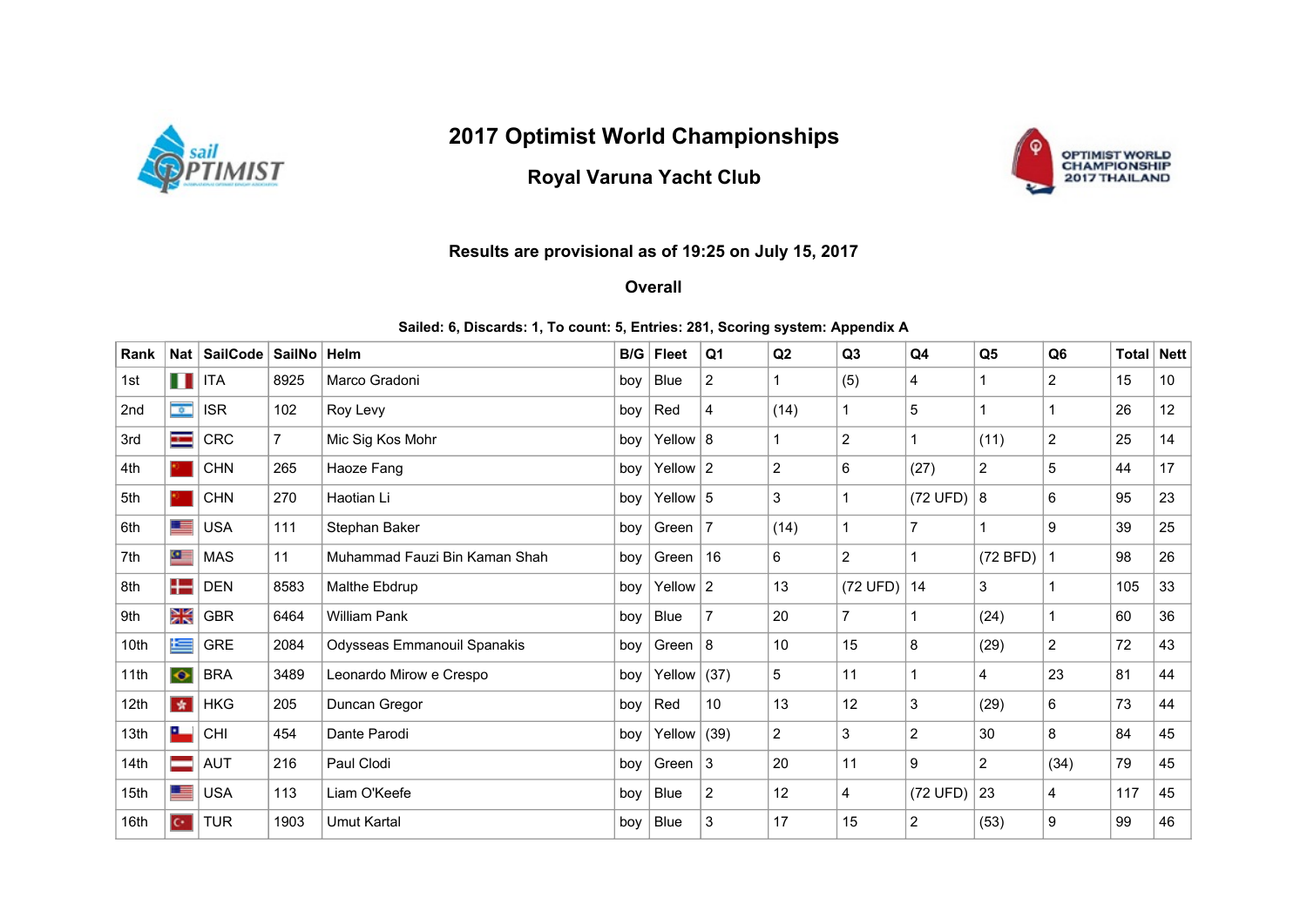# 2017 Optimist World Championships

## Royal Varuna Yacht Club

**Results are provisional as of 19:25 on July 15, 2017**

**Overall**

**Sailed: 6, Discards: 1, To count: 5, Entries: 281, Scoring system: Appendix A**

| Rank | Nat | SailCode | SailNo | Helm | B/G | Fleet | Q1 | Q2 | Q3 | Q4 | Q5 | Q6 | Total | Nett |
|---|---|---|---|---|---|---|---|---|---|---|---|---|---|---|
| 1st | | ITA | 8925 | Marco Gradoni | boy | Blue | 2 | 1 | (5) | 4 | 1 | 2 | 15 | 10 |
| 2nd | | ISR | 102 | Roy Levy | boy | Red | 4 | (14) | 1 | 5 | 1 | 1 | 26 | 12 |
| 3rd | | CRC | 7 | Mic Sig Kos Mohr | boy | Yellow | 8 | 1 | 2 | 1 | (11) | 2 | 25 | 14 |
| 4th | | CHN | 265 | Haoze Fang | boy | Yellow | 2 | 2 | 6 | (27) | 2 | 5 | 44 | 17 |
| 5th | | CHN | 270 | Haotian Li | boy | Yellow | 5 | 3 | 1 | (72 UFD) | 8 | 6 | 95 | 23 |
| 6th | | USA | 111 | Stephan Baker | boy | Green | 7 | (14) | 1 | 7 | 1 | 9 | 39 | 25 |
| 7th | | MAS | 11 | Muhammad Fauzi Bin Kaman Shah | boy | Green | 16 | 6 | 2 | 1 | (72 BFD) | 1 | 98 | 26 |
| 8th | | DEN | 8583 | Malthe Ebdrup | boy | Yellow | 2 | 13 | (72 UFD) | 14 | 3 | 1 | 105 | 33 |
| 9th | | GBR | 6464 | William Pank | boy | Blue | 7 | 20 | 7 | 1 | (24) | 1 | 60 | 36 |
| 10th | | GRE | 2084 | Odysseas Emmanouil Spanakis | boy | Green | 8 | 10 | 15 | 8 | (29) | 2 | 72 | 43 |
| 11th | | BRA | 3489 | Leonardo Mirow e Crespo | boy | Yellow | (37) | 5 | 11 | 1 | 4 | 23 | 81 | 44 |
| 12th | | HKG | 205 | Duncan Gregor | boy | Red | 10 | 13 | 12 | 3 | (29) | 6 | 73 | 44 |
| 13th | | CHI | 454 | Dante Parodi | boy | Yellow | (39) | 2 | 3 | 2 | 30 | 8 | 84 | 45 |
| 14th | | AUT | 216 | Paul Clodi | boy | Green | 3 | 20 | 11 | 9 | 2 | (34) | 79 | 45 |
| 15th | | USA | 113 | Liam O'Keefe | boy | Blue | 2 | 12 | 4 | (72 UFD) | 23 | 4 | 117 | 45 |
| 16th | | TUR | 1903 | Umut Kartal | boy | Blue | 3 | 17 | 15 | 2 | (53) | 9 | 99 | 46 |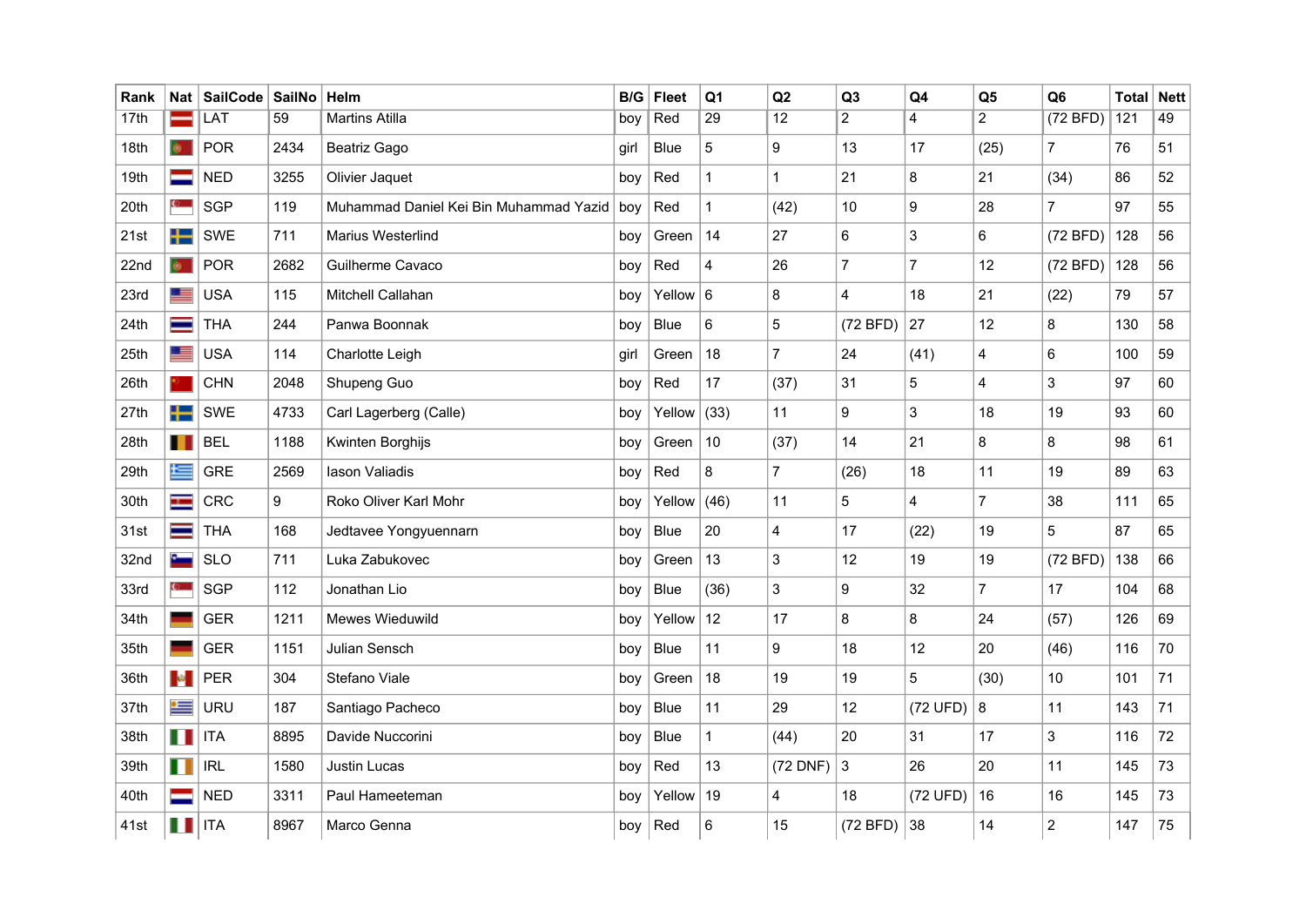| Rank | Nat | SailCode | SailNo | Helm | B/G | Fleet | Q1 | Q2 | Q3 | Q4 | Q5 | Q6 | Total | Nett |
|---|---|---|---|---|---|---|---|---|---|---|---|---|---|---|
| 17th | | LAT | 59 | Martins Atilla | boy | Red | 29 | 12 | 2 | 4 | 2 | (72 BFD) | 121 | 49 |
| 18th | | POR | 2434 | Beatriz Gago | girl | Blue | 5 | 9 | 13 | 17 | (25) | 7 | 76 | 51 |
| 19th | | NED | 3255 | Olivier Jaquet | boy | Red | 1 | 1 | 21 | 8 | 21 | (34) | 86 | 52 |
| 20th | | SGP | 119 | Muhammad Daniel Kei Bin Muhammad Yazid | boy | Red | 1 | (42) | 10 | 9 | 28 | 7 | 97 | 55 |
| 21st | | SWE | 711 | Marius Westerlind | boy | Green | 14 | 27 | 6 | 3 | 6 | (72 BFD) | 128 | 56 |
| 22nd | | POR | 2682 | Guilherme Cavaco | boy | Red | 4 | 26 | 7 | 7 | 12 | (72 BFD) | 128 | 56 |
| 23rd | | USA | 115 | Mitchell Callahan | boy | Yellow | 6 | 8 | 4 | 18 | 21 | (22) | 79 | 57 |
| 24th | | THA | 244 | Panwa Boonnak | boy | Blue | 6 | 5 | (72 BFD) | 27 | 12 | 8 | 130 | 58 |
| 25th | | USA | 114 | Charlotte Leigh | girl | Green | 18 | 7 | 24 | (41) | 4 | 6 | 100 | 59 |
| 26th | | CHN | 2048 | Shupeng Guo | boy | Red | 17 | (37) | 31 | 5 | 4 | 3 | 97 | 60 |
| 27th | | SWE | 4733 | Carl Lagerberg (Calle) | boy | Yellow | (33) | 11 | 9 | 3 | 18 | 19 | 93 | 60 |
| 28th | | BEL | 1188 | Kwinten Borghijs | boy | Green | 10 | (37) | 14 | 21 | 8 | 8 | 98 | 61 |
| 29th | | GRE | 2569 | Iason Valiadis | boy | Red | 8 | 7 | (26) | 18 | 11 | 19 | 89 | 63 |
| 30th | | CRC | 9 | Roko Oliver Karl Mohr | boy | Yellow | (46) | 11 | 5 | 4 | 7 | 38 | 111 | 65 |
| 31st | | THA | 168 | Jedtavee Yongyuennarn | boy | Blue | 20 | 4 | 17 | (22) | 19 | 5 | 87 | 65 |
| 32nd | | SLO | 711 | Luka Zabukovec | boy | Green | 13 | 3 | 12 | 19 | 19 | (72 BFD) | 138 | 66 |
| 33rd | | SGP | 112 | Jonathan Lio | boy | Blue | (36) | 3 | 9 | 32 | 7 | 17 | 104 | 68 |
| 34th | | GER | 1211 | Mewes Wieduwild | boy | Yellow | 12 | 17 | 8 | 8 | 24 | (57) | 126 | 69 |
| 35th | | GER | 1151 | Julian Sensch | boy | Blue | 11 | 9 | 18 | 12 | 20 | (46) | 116 | 70 |
| 36th | | PER | 304 | Stefano Viale | boy | Green | 18 | 19 | 19 | 5 | (30) | 10 | 101 | 71 |
| 37th | | URU | 187 | Santiago Pacheco | boy | Blue | 11 | 29 | 12 | (72 UFD) | 8 | 11 | 143 | 71 |
| 38th | | ITA | 8895 | Davide Nuccorini | boy | Blue | 1 | (44) | 20 | 31 | 17 | 3 | 116 | 72 |
| 39th | | IRL | 1580 | Justin Lucas | boy | Red | 13 | (72 DNF) | 3 | 26 | 20 | 11 | 145 | 73 |
| 40th | | NED | 3311 | Paul Hameeteman | boy | Yellow | 19 | 4 | 18 | (72 UFD) | 16 | 16 | 145 | 73 |
| 41st | | ITA | 8967 | Marco Genna | boy | Red | 6 | 15 | (72 BFD) | 38 | 14 | 2 | 147 | 75 |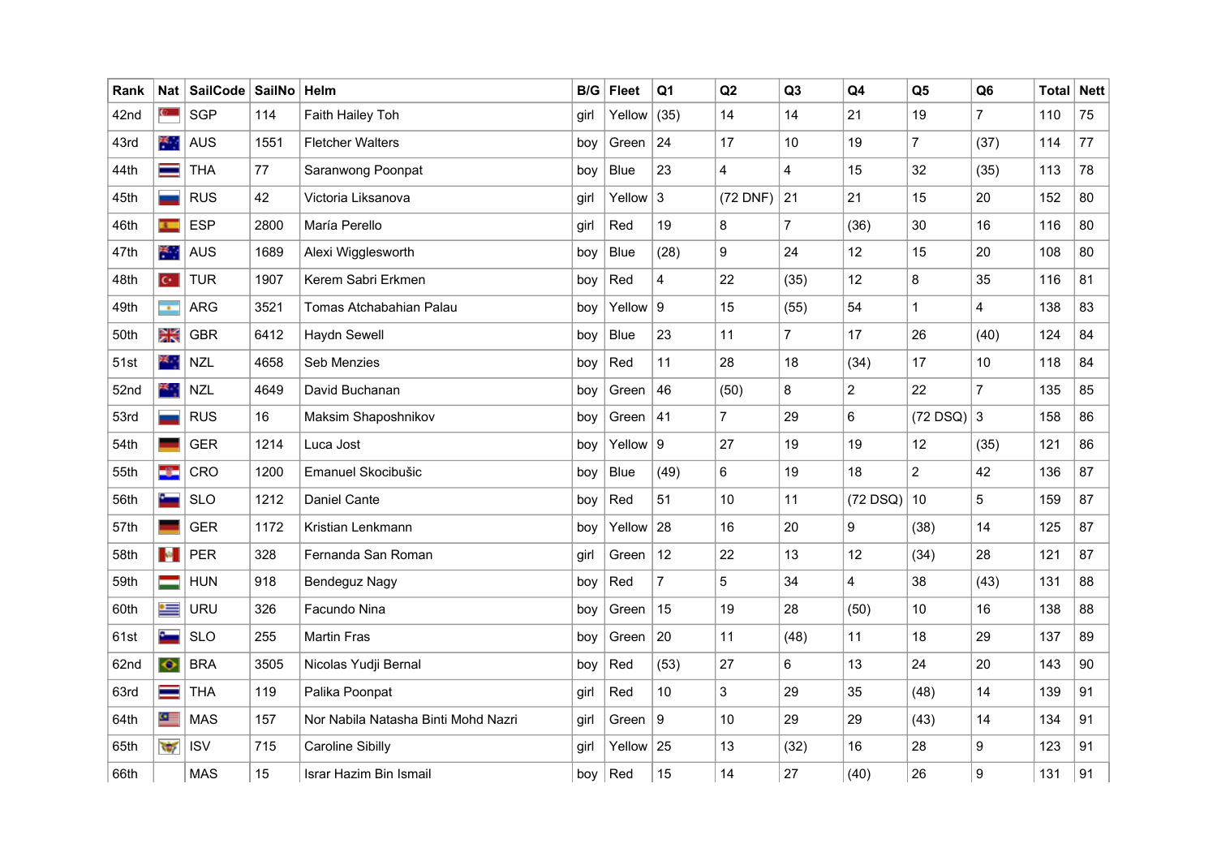| Rank | Nat | SailCode | SailNo | Helm | B/G | Fleet | Q1 | Q2 | Q3 | Q4 | Q5 | Q6 | Total | Nett |
|---|---|---|---|---|---|---|---|---|---|---|---|---|---|---|
| 42nd | | SGP | 114 | Faith Hailey Toh | girl | Yellow | (35) | 14 | 14 | 21 | 19 | 7 | 110 | 75 |
| 43rd | | AUS | 1551 | Fletcher Walters | boy | Green | 24 | 17 | 10 | 19 | 7 | (37) | 114 | 77 |
| 44th | | THA | 77 | Saranwong Poonpat | boy | Blue | 23 | 4 | 4 | 15 | 32 | (35) | 113 | 78 |
| 45th | | RUS | 42 | Victoria Liksanova | girl | Yellow | 3 | (72 DNF) | 21 | 21 | 15 | 20 | 152 | 80 |
| 46th | | ESP | 2800 | María Perello | girl | Red | 19 | 8 | 7 | (36) | 30 | 16 | 116 | 80 |
| 47th | | AUS | 1689 | Alexi Wigglesworth | boy | Blue | (28) | 9 | 24 | 12 | 15 | 20 | 108 | 80 |
| 48th | | TUR | 1907 | Kerem Sabri Erkmen | boy | Red | 4 | 22 | (35) | 12 | 8 | 35 | 116 | 81 |
| 49th | | ARG | 3521 | Tomas Atchabahian Palau | boy | Yellow | 9 | 15 | (55) | 54 | 1 | 4 | 138 | 83 |
| 50th | | GBR | 6412 | Haydn Sewell | boy | Blue | 23 | 11 | 7 | 17 | 26 | (40) | 124 | 84 |
| 51st | | NZL | 4658 | Seb Menzies | boy | Red | 11 | 28 | 18 | (34) | 17 | 10 | 118 | 84 |
| 52nd | | NZL | 4649 | David Buchanan | boy | Green | 46 | (50) | 8 | 2 | 22 | 7 | 135 | 85 |
| 53rd | | RUS | 16 | Maksim Shaposhnikov | boy | Green | 41 | 7 | 29 | 6 | (72 DSQ) | 3 | 158 | 86 |
| 54th | | GER | 1214 | Luca Jost | boy | Yellow | 9 | 27 | 19 | 19 | 12 | (35) | 121 | 86 |
| 55th | | CRO | 1200 | Emanuel Skocibušic | boy | Blue | (49) | 6 | 19 | 18 | 2 | 42 | 136 | 87 |
| 56th | | SLO | 1212 | Daniel Cante | boy | Red | 51 | 10 | 11 | (72 DSQ) | 10 | 5 | 159 | 87 |
| 57th | | GER | 1172 | Kristian Lenkmann | boy | Yellow | 28 | 16 | 20 | 9 | (38) | 14 | 125 | 87 |
| 58th | | PER | 328 | Fernanda San Roman | girl | Green | 12 | 22 | 13 | 12 | (34) | 28 | 121 | 87 |
| 59th | | HUN | 918 | Bendeguz Nagy | boy | Red | 7 | 5 | 34 | 4 | 38 | (43) | 131 | 88 |
| 60th | | URU | 326 | Facundo Nina | boy | Green | 15 | 19 | 28 | (50) | 10 | 16 | 138 | 88 |
| 61st | | SLO | 255 | Martin Fras | boy | Green | 20 | 11 | (48) | 11 | 18 | 29 | 137 | 89 |
| 62nd | | BRA | 3505 | Nicolas Yudji Bernal | boy | Red | (53) | 27 | 6 | 13 | 24 | 20 | 143 | 90 |
| 63rd | | THA | 119 | Palika Poonpat | girl | Red | 10 | 3 | 29 | 35 | (48) | 14 | 139 | 91 |
| 64th | | MAS | 157 | Nor Nabila Natasha Binti Mohd Nazri | girl | Green | 9 | 10 | 29 | 29 | (43) | 14 | 134 | 91 |
| 65th | | ISV | 715 | Caroline Sibilly | girl | Yellow | 25 | 13 | (32) | 16 | 28 | 9 | 123 | 91 |
| 66th | | MAS | 15 | Israr Hazim Bin Ismail | boy | Red | 15 | 14 | 27 | (40) | 26 | 9 | 131 | 91 |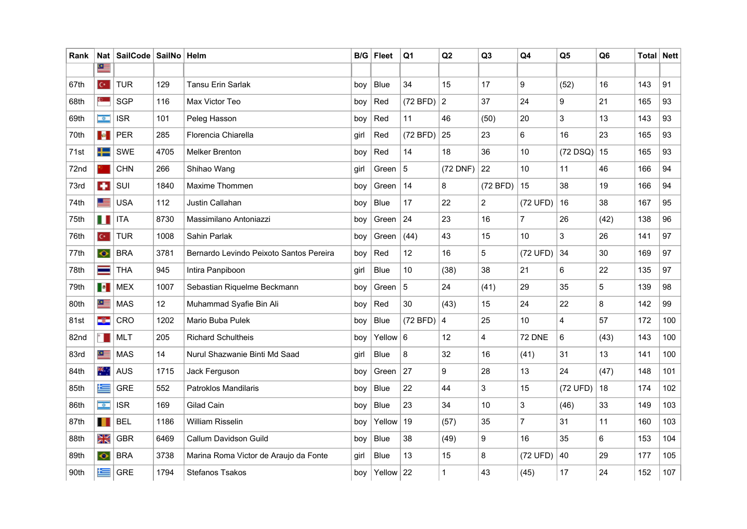| Rank | Nat | SailCode | SailNo | Helm | B/G | Fleet | Q1 | Q2 | Q3 | Q4 | Q5 | Q6 | Total | Nett |
|---|---|---|---|---|---|---|---|---|---|---|---|---|---|---|
| | | | | | | | | | | | | | | |
| 67th | | TUR | 129 | Tansu Erin Sarlak | boy | Blue | 34 | 15 | 17 | 9 | (52) | 16 | 143 | 91 |
| 68th | | SGP | 116 | Max Victor Teo | boy | Red | (72 BFD) | 2 | 37 | 24 | 9 | 21 | 165 | 93 |
| 69th | | ISR | 101 | Peleg Hasson | boy | Red | 11 | 46 | (50) | 20 | 3 | 13 | 143 | 93 |
| 70th | | PER | 285 | Florencia Chiarella | girl | Red | (72 BFD) | 25 | 23 | 6 | 16 | 23 | 165 | 93 |
| 71st | | SWE | 4705 | Melker Brenton | boy | Red | 14 | 18 | 36 | 10 | (72 DSQ) | 15 | 165 | 93 |
| 72nd | | CHN | 266 | Shihao Wang | girl | Green | 5 | (72 DNF) | 22 | 10 | 11 | 46 | 166 | 94 |
| 73rd | | SUI | 1840 | Maxime Thommen | boy | Green | 14 | 8 | (72 BFD) | 15 | 38 | 19 | 166 | 94 |
| 74th | | USA | 112 | Justin Callahan | boy | Blue | 17 | 22 | 2 | (72 UFD) | 16 | 38 | 167 | 95 |
| 75th | | ITA | 8730 | Massimilano Antoniazzi | boy | Green | 24 | 23 | 16 | 7 | 26 | (42) | 138 | 96 |
| 76th | | TUR | 1008 | Sahin Parlak | boy | Green | (44) | 43 | 15 | 10 | 3 | 26 | 141 | 97 |
| 77th | | BRA | 3781 | Bernardo Levindo Peixoto Santos Pereira | boy | Red | 12 | 16 | 5 | (72 UFD) | 34 | 30 | 169 | 97 |
| 78th | | THA | 945 | Intira Panpiboon | girl | Blue | 10 | (38) | 38 | 21 | 6 | 22 | 135 | 97 |
| 79th | | MEX | 1007 | Sebastian Riquelme Beckmann | boy | Green | 5 | 24 | (41) | 29 | 35 | 5 | 139 | 98 |
| 80th | | MAS | 12 | Muhammad Syafie Bin Ali | boy | Red | 30 | (43) | 15 | 24 | 22 | 8 | 142 | 99 |
| 81st | | CRO | 1202 | Mario Buba Pulek | boy | Blue | (72 BFD) | 4 | 25 | 10 | 4 | 57 | 172 | 100 |
| 82nd | | MLT | 205 | Richard Schultheis | boy | Yellow | 6 | 12 | 4 | 72 DNE | 6 | (43) | 143 | 100 |
| 83rd | | MAS | 14 | Nurul Shazwanie Binti Md Saad | girl | Blue | 8 | 32 | 16 | (41) | 31 | 13 | 141 | 100 |
| 84th | | AUS | 1715 | Jack Ferguson | boy | Green | 27 | 9 | 28 | 13 | 24 | (47) | 148 | 101 |
| 85th | | GRE | 552 | Patroklos Mandilaris | boy | Blue | 22 | 44 | 3 | 15 | (72 UFD) | 18 | 174 | 102 |
| 86th | | ISR | 169 | Gilad Cain | boy | Blue | 23 | 34 | 10 | 3 | (46) | 33 | 149 | 103 |
| 87th | | BEL | 1186 | William Risselin | boy | Yellow | 19 | (57) | 35 | 7 | 31 | 11 | 160 | 103 |
| 88th | | GBR | 6469 | Callum Davidson Guild | boy | Blue | 38 | (49) | 9 | 16 | 35 | 6 | 153 | 104 |
| 89th | | BRA | 3738 | Marina Roma Victor de Araujo da Fonte | girl | Blue | 13 | 15 | 8 | (72 UFD) | 40 | 29 | 177 | 105 |
| 90th | | GRE | 1794 | Stefanos Tsakos | boy | Yellow | 22 | 1 | 43 | (45) | 17 | 24 | 152 | 107 |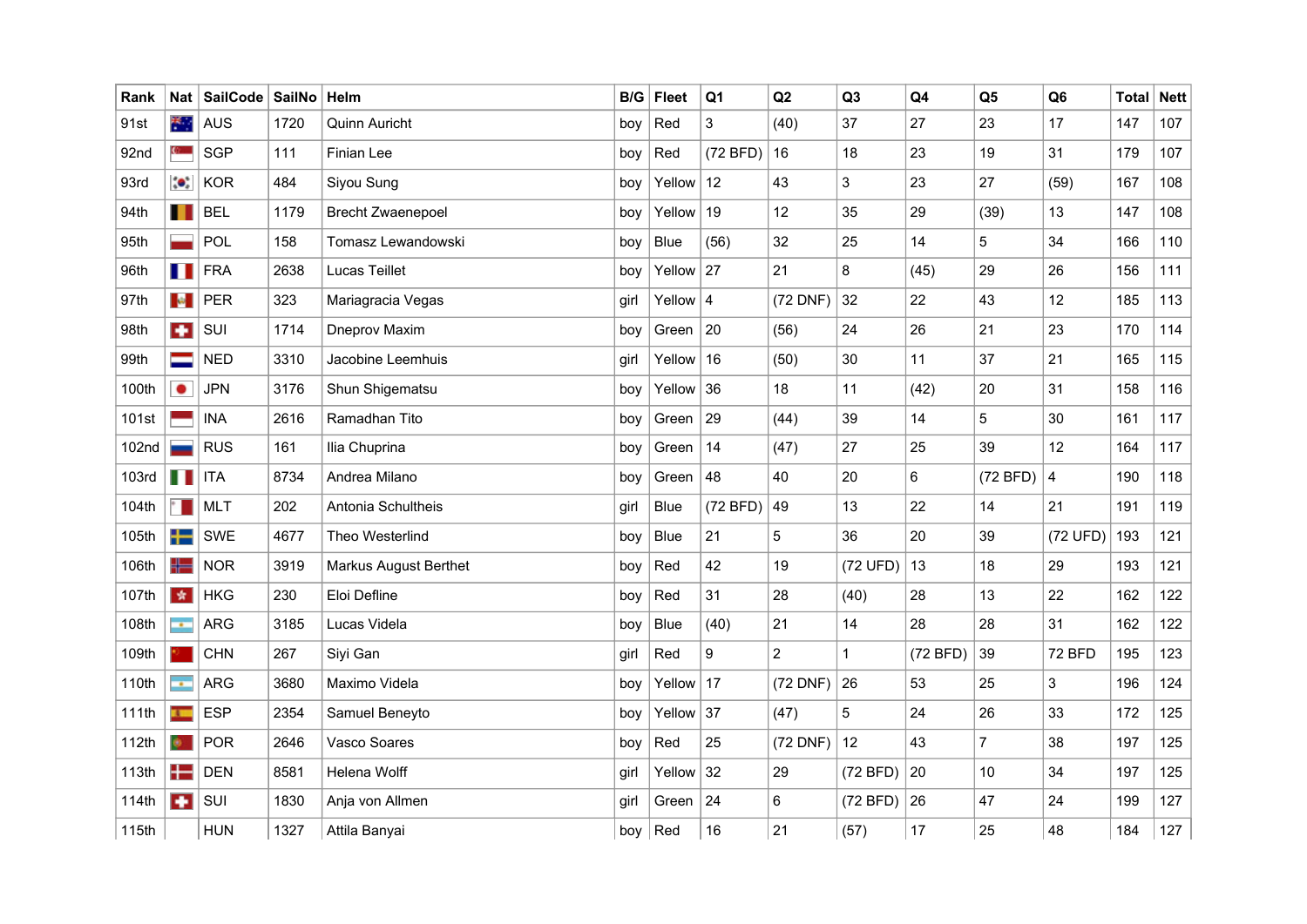| Rank | Nat | SailCode | SailNo | Helm | B/G | Fleet | Q1 | Q2 | Q3 | Q4 | Q5 | Q6 | Total | Nett |
|---|---|---|---|---|---|---|---|---|---|---|---|---|---|---|
| 91st | | AUS | 1720 | Quinn Auricht | boy | Red | 3 | (40) | 37 | 27 | 23 | 17 | 147 | 107 |
| 92nd | | SGP | 111 | Finian Lee | boy | Red | (72 BFD) | 16 | 18 | 23 | 19 | 31 | 179 | 107 |
| 93rd | | KOR | 484 | Siyou Sung | boy | Yellow | 12 | 43 | 3 | 23 | 27 | (59) | 167 | 108 |
| 94th | | BEL | 1179 | Brecht Zwaenepoel | boy | Yellow | 19 | 12 | 35 | 29 | (39) | 13 | 147 | 108 |
| 95th | | POL | 158 | Tomasz Lewandowski | boy | Blue | (56) | 32 | 25 | 14 | 5 | 34 | 166 | 110 |
| 96th | | FRA | 2638 | Lucas Teillet | boy | Yellow | 27 | 21 | 8 | (45) | 29 | 26 | 156 | 111 |
| 97th | | PER | 323 | Mariagracia Vegas | girl | Yellow | 4 | (72 DNF) | 32 | 22 | 43 | 12 | 185 | 113 |
| 98th | | SUI | 1714 | Dneprov Maxim | boy | Green | 20 | (56) | 24 | 26 | 21 | 23 | 170 | 114 |
| 99th | | NED | 3310 | Jacobine Leemhuis | girl | Yellow | 16 | (50) | 30 | 11 | 37 | 21 | 165 | 115 |
| 100th | | JPN | 3176 | Shun Shigematsu | boy | Yellow | 36 | 18 | 11 | (42) | 20 | 31 | 158 | 116 |
| 101st | | INA | 2616 | Ramadhan Tito | boy | Green | 29 | (44) | 39 | 14 | 5 | 30 | 161 | 117 |
| 102nd | | RUS | 161 | Ilia Chuprina | boy | Green | 14 | (47) | 27 | 25 | 39 | 12 | 164 | 117 |
| 103rd | | ITA | 8734 | Andrea Milano | boy | Green | 48 | 40 | 20 | 6 | (72 BFD) | 4 | 190 | 118 |
| 104th | | MLT | 202 | Antonia Schultheis | girl | Blue | (72 BFD) | 49 | 13 | 22 | 14 | 21 | 191 | 119 |
| 105th | | SWE | 4677 | Theo Westerlind | boy | Blue | 21 | 5 | 36 | 20 | 39 | (72 UFD) | 193 | 121 |
| 106th | | NOR | 3919 | Markus August Berthet | boy | Red | 42 | 19 | (72 UFD) | 13 | 18 | 29 | 193 | 121 |
| 107th | | HKG | 230 | Eloi Defline | boy | Red | 31 | 28 | (40) | 28 | 13 | 22 | 162 | 122 |
| 108th | | ARG | 3185 | Lucas Videla | boy | Blue | (40) | 21 | 14 | 28 | 28 | 31 | 162 | 122 |
| 109th | | CHN | 267 | Siyi Gan | girl | Red | 9 | 2 | 1 | (72 BFD) | 39 | 72 BFD | 195 | 123 |
| 110th | | ARG | 3680 | Maximo Videla | boy | Yellow | 17 | (72 DNF) | 26 | 53 | 25 | 3 | 196 | 124 |
| 111th | | ESP | 2354 | Samuel Beneyto | boy | Yellow | 37 | (47) | 5 | 24 | 26 | 33 | 172 | 125 |
| 112th | | POR | 2646 | Vasco Soares | boy | Red | 25 | (72 DNF) | 12 | 43 | 7 | 38 | 197 | 125 |
| 113th | | DEN | 8581 | Helena Wolff | girl | Yellow | 32 | 29 | (72 BFD) | 20 | 10 | 34 | 197 | 125 |
| 114th | | SUI | 1830 | Anja von Allmen | girl | Green | 24 | 6 | (72 BFD) | 26 | 47 | 24 | 199 | 127 |
| 115th | | HUN | 1327 | Attila Banyai | boy | Red | 16 | 21 | (57) | 17 | 25 | 48 | 184 | 127 |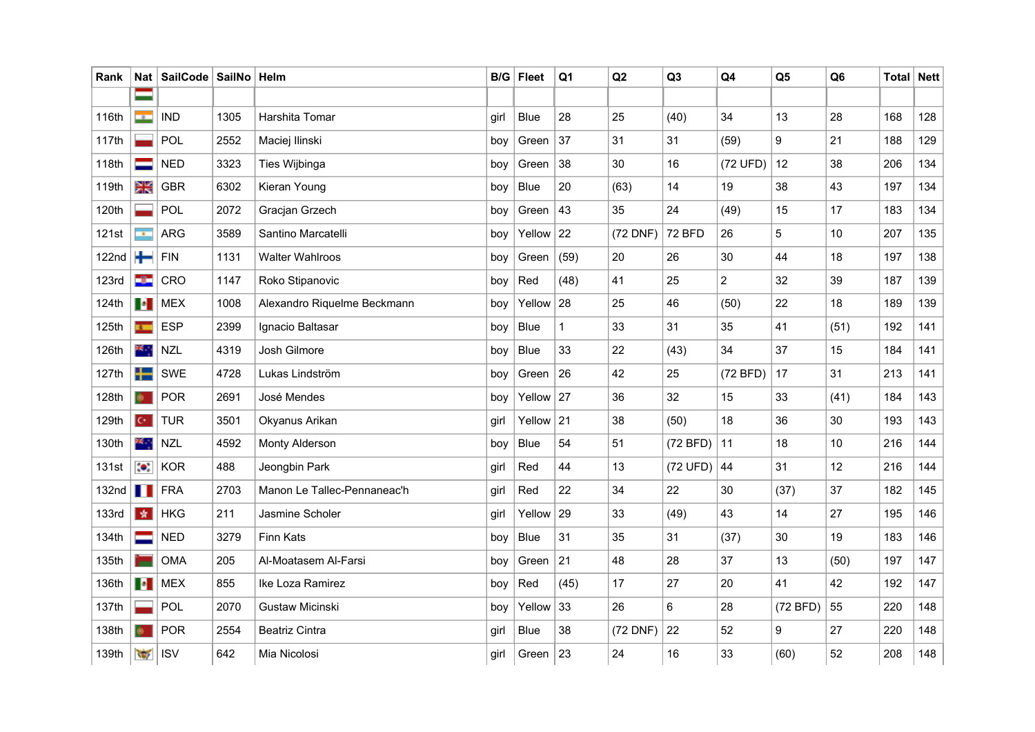| Rank | Nat | SailCode | SailNo | Helm | B/G | Fleet | Q1 | Q2 | Q3 | Q4 | Q5 | Q6 | Total | Nett |
|---|---|---|---|---|---|---|---|---|---|---|---|---|---|---|
| | | | | | | | | | | | | | | |
| 116th | | IND | 1305 | Harshita Tomar | girl | Blue | 28 | 25 | (40) | 34 | 13 | 28 | 168 | 128 |
| 117th | | POL | 2552 | Maciej Ilinski | boy | Green | 37 | 31 | 31 | (59) | 9 | 21 | 188 | 129 |
| 118th | | NED | 3323 | Ties Wijbinga | boy | Green | 38 | 30 | 16 | (72 UFD) | 12 | 38 | 206 | 134 |
| 119th | | GBR | 6302 | Kieran Young | boy | Blue | 20 | (63) | 14 | 19 | 38 | 43 | 197 | 134 |
| 120th | | POL | 2072 | Gracjan Grzech | boy | Green | 43 | 35 | 24 | (49) | 15 | 17 | 183 | 134 |
| 121st | | ARG | 3589 | Santino Marcatelli | boy | Yellow | 22 | (72 DNF) | 72 BFD | 26 | 5 | 10 | 207 | 135 |
| 122nd | | FIN | 1131 | Walter Wahlroos | boy | Green | (59) | 20 | 26 | 30 | 44 | 18 | 197 | 138 |
| 123rd | | CRO | 1147 | Roko Stipanovic | boy | Red | (48) | 41 | 25 | 2 | 32 | 39 | 187 | 139 |
| 124th | | MEX | 1008 | Alexandro Riquelme Beckmann | boy | Yellow | 28 | 25 | 46 | (50) | 22 | 18 | 189 | 139 |
| 125th | | ESP | 2399 | Ignacio Baltasar | boy | Blue | 1 | 33 | 31 | 35 | 41 | (51) | 192 | 141 |
| 126th | | NZL | 4319 | Josh Gilmore | boy | Blue | 33 | 22 | (43) | 34 | 37 | 15 | 184 | 141 |
| 127th | | SWE | 4728 | Lukas Lindström | boy | Green | 26 | 42 | 25 | (72 BFD) | 17 | 31 | 213 | 141 |
| 128th | | POR | 2691 | José Mendes | boy | Yellow | 27 | 36 | 32 | 15 | 33 | (41) | 184 | 143 |
| 129th | | TUR | 3501 | Okyanus Arikan | girl | Yellow | 21 | 38 | (50) | 18 | 36 | 30 | 193 | 143 |
| 130th | | NZL | 4592 | Monty Alderson | boy | Blue | 54 | 51 | (72 BFD) | 11 | 18 | 10 | 216 | 144 |
| 131st | | KOR | 488 | Jeongbin Park | girl | Red | 44 | 13 | (72 UFD) | 44 | 31 | 12 | 216 | 144 |
| 132nd | | FRA | 2703 | Manon Le Tallec-Pennaneac'h | girl | Red | 22 | 34 | 22 | 30 | (37) | 37 | 182 | 145 |
| 133rd | | HKG | 211 | Jasmine Scholer | girl | Yellow | 29 | 33 | (49) | 43 | 14 | 27 | 195 | 146 |
| 134th | | NED | 3279 | Finn Kats | boy | Blue | 31 | 35 | 31 | (37) | 30 | 19 | 183 | 146 |
| 135th | | OMA | 205 | Al-Moatasem Al-Farsi | boy | Green | 21 | 48 | 28 | 37 | 13 | (50) | 197 | 147 |
| 136th | | MEX | 855 | Ike Loza Ramirez | boy | Red | (45) | 17 | 27 | 20 | 41 | 42 | 192 | 147 |
| 137th | | POL | 2070 | Gustaw Micinski | boy | Yellow | 33 | 26 | 6 | 28 | (72 BFD) | 55 | 220 | 148 |
| 138th | | POR | 2554 | Beatriz Cintra | girl | Blue | 38 | (72 DNF) | 22 | 52 | 9 | 27 | 220 | 148 |
| 139th | | ISV | 642 | Mia Nicolosi | girl | Green | 23 | 24 | 16 | 33 | (60) | 52 | 208 | 148 |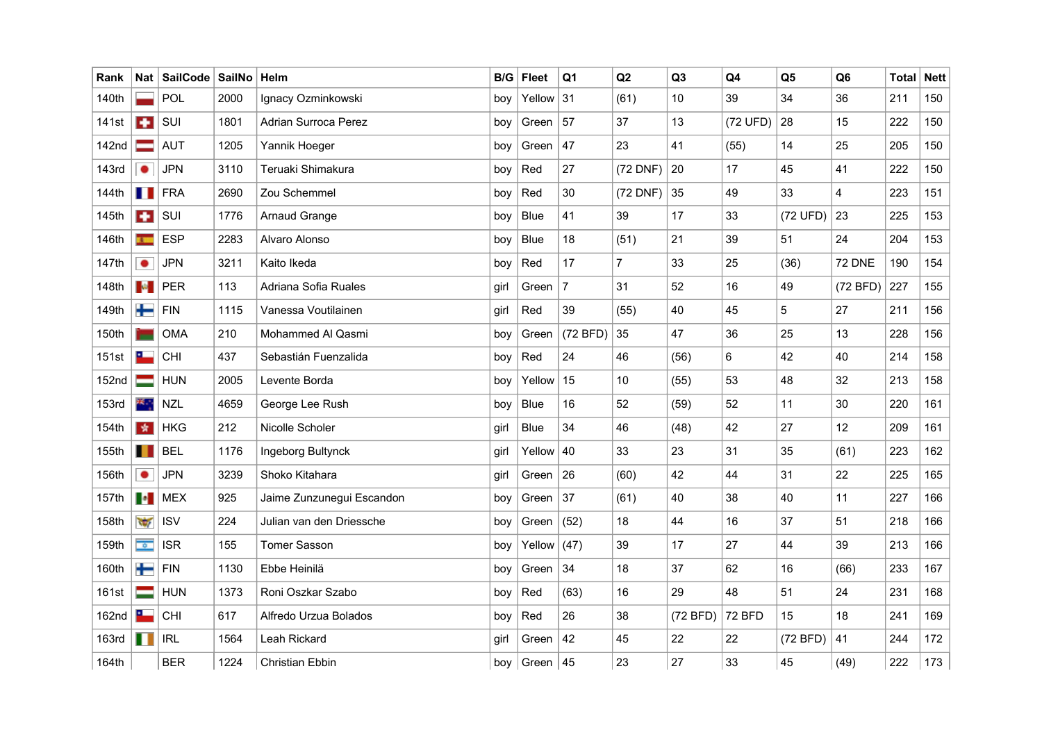| Rank | Nat | SailCode | SailNo | Helm | B/G | Fleet | Q1 | Q2 | Q3 | Q4 | Q5 | Q6 | Total | Nett |
|---|---|---|---|---|---|---|---|---|---|---|---|---|---|---|
| 140th | | POL | 2000 | Ignacy Ozminkowski | boy | Yellow | 31 | (61) | 10 | 39 | 34 | 36 | 211 | 150 |
| 141st | | SUI | 1801 | Adrian Surroca Perez | boy | Green | 57 | 37 | 13 | (72 UFD) | 28 | 15 | 222 | 150 |
| 142nd | | AUT | 1205 | Yannik Hoeger | boy | Green | 47 | 23 | 41 | (55) | 14 | 25 | 205 | 150 |
| 143rd | | JPN | 3110 | Teruaki Shimakura | boy | Red | 27 | (72 DNF) | 20 | 17 | 45 | 41 | 222 | 150 |
| 144th | | FRA | 2690 | Zou Schemmel | boy | Red | 30 | (72 DNF) | 35 | 49 | 33 | 4 | 223 | 151 |
| 145th | | SUI | 1776 | Arnaud Grange | boy | Blue | 41 | 39 | 17 | 33 | (72 UFD) | 23 | 225 | 153 |
| 146th | | ESP | 2283 | Alvaro Alonso | boy | Blue | 18 | (51) | 21 | 39 | 51 | 24 | 204 | 153 |
| 147th | | JPN | 3211 | Kaito Ikeda | boy | Red | 17 | 7 | 33 | 25 | (36) | 72 DNE | 190 | 154 |
| 148th | | PER | 113 | Adriana Sofia Ruales | girl | Green | 7 | 31 | 52 | 16 | 49 | (72 BFD) | 227 | 155 |
| 149th | | FIN | 1115 | Vanessa Voutilainen | girl | Red | 39 | (55) | 40 | 45 | 5 | 27 | 211 | 156 |
| 150th | | OMA | 210 | Mohammed Al Qasmi | boy | Green | (72 BFD) | 35 | 47 | 36 | 25 | 13 | 228 | 156 |
| 151st | | CHI | 437 | Sebastián Fuenzalida | boy | Red | 24 | 46 | (56) | 6 | 42 | 40 | 214 | 158 |
| 152nd | | HUN | 2005 | Levente Borda | boy | Yellow | 15 | 10 | (55) | 53 | 48 | 32 | 213 | 158 |
| 153rd | | NZL | 4659 | George Lee Rush | boy | Blue | 16 | 52 | (59) | 52 | 11 | 30 | 220 | 161 |
| 154th | | HKG | 212 | Nicolle Scholer | girl | Blue | 34 | 46 | (48) | 42 | 27 | 12 | 209 | 161 |
| 155th | | BEL | 1176 | Ingeborg Bultynck | girl | Yellow | 40 | 33 | 23 | 31 | 35 | (61) | 223 | 162 |
| 156th | | JPN | 3239 | Shoko Kitahara | girl | Green | 26 | (60) | 42 | 44 | 31 | 22 | 225 | 165 |
| 157th | | MEX | 925 | Jaime Zunzunegui Escandon | boy | Green | 37 | (61) | 40 | 38 | 40 | 11 | 227 | 166 |
| 158th | | ISV | 224 | Julian van den Driessche | boy | Green | (52) | 18 | 44 | 16 | 37 | 51 | 218 | 166 |
| 159th | | ISR | 155 | Tomer Sasson | boy | Yellow | (47) | 39 | 17 | 27 | 44 | 39 | 213 | 166 |
| 160th | | FIN | 1130 | Ebbe Heinilä | boy | Green | 34 | 18 | 37 | 62 | 16 | (66) | 233 | 167 |
| 161st | | HUN | 1373 | Roni Oszkar Szabo | boy | Red | (63) | 16 | 29 | 48 | 51 | 24 | 231 | 168 |
| 162nd | | CHI | 617 | Alfredo Urzua Bolados | boy | Red | 26 | 38 | (72 BFD) | 72 BFD | 15 | 18 | 241 | 169 |
| 163rd | | IRL | 1564 | Leah Rickard | girl | Green | 42 | 45 | 22 | 22 | (72 BFD) | 41 | 244 | 172 |
| 164th | | BER | 1224 | Christian Ebbin | boy | Green | 45 | 23 | 27 | 33 | 45 | (49) | 222 | 173 |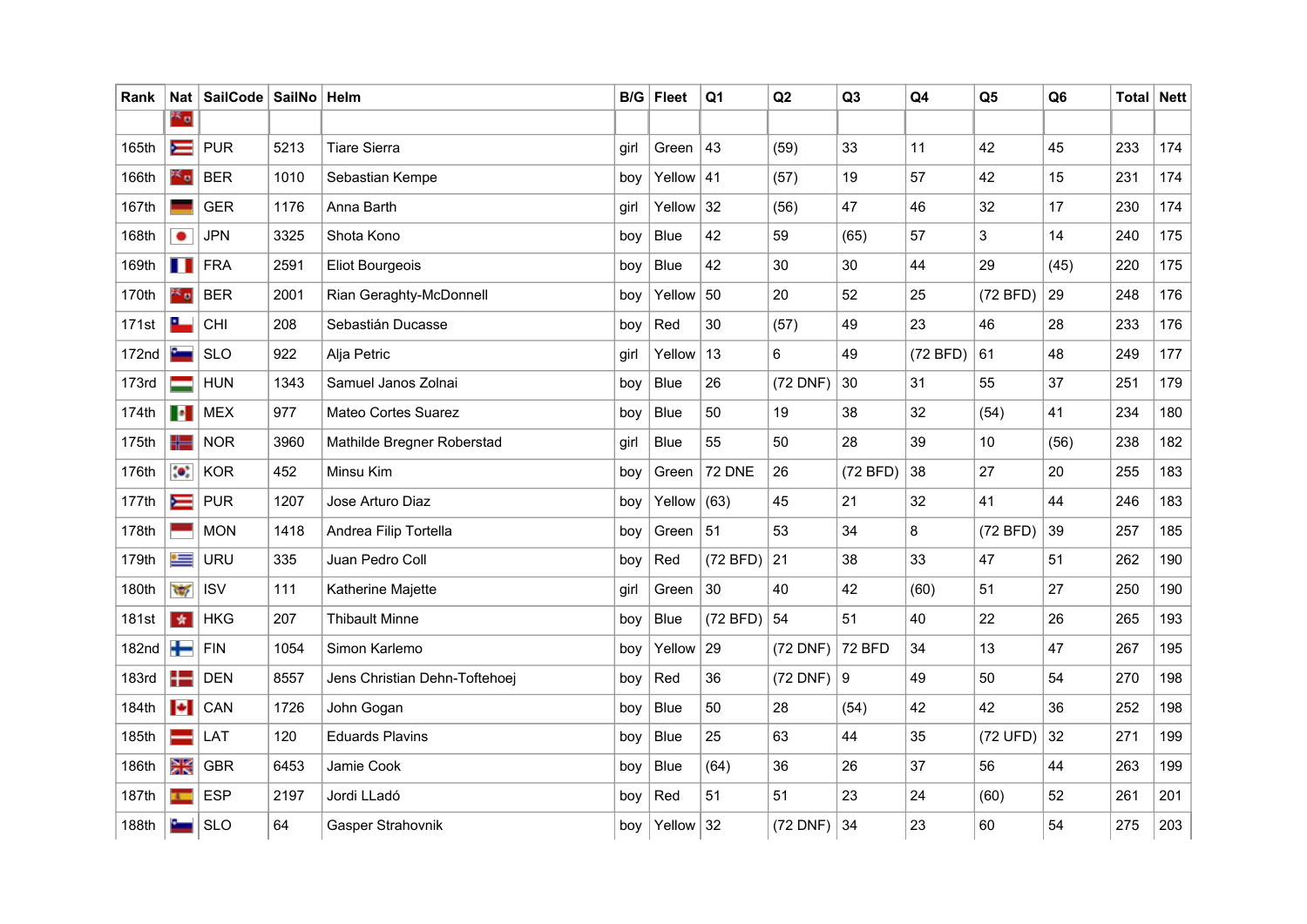| Rank | Nat | SailCode | SailNo | Helm | B/G | Fleet | Q1 | Q2 | Q3 | Q4 | Q5 | Q6 | Total | Nett |
|---|---|---|---|---|---|---|---|---|---|---|---|---|---|---|
| | | | | | | | | | | | | | | |
| 165th | | PUR | 5213 | Tiare Sierra | girl | Green | 43 | (59) | 33 | 11 | 42 | 45 | 233 | 174 |
| 166th | | BER | 1010 | Sebastian Kempe | boy | Yellow | 41 | (57) | 19 | 57 | 42 | 15 | 231 | 174 |
| 167th | | GER | 1176 | Anna Barth | girl | Yellow | 32 | (56) | 47 | 46 | 32 | 17 | 230 | 174 |
| 168th | | JPN | 3325 | Shota Kono | boy | Blue | 42 | 59 | (65) | 57 | 3 | 14 | 240 | 175 |
| 169th | | FRA | 2591 | Eliot Bourgeois | boy | Blue | 42 | 30 | 30 | 44 | 29 | (45) | 220 | 175 |
| 170th | | BER | 2001 | Rian Geraghty-McDonnell | boy | Yellow | 50 | 20 | 52 | 25 | (72 BFD) | 29 | 248 | 176 |
| 171st | | CHI | 208 | Sebastián Ducasse | boy | Red | 30 | (57) | 49 | 23 | 46 | 28 | 233 | 176 |
| 172nd | | SLO | 922 | Alja Petric | girl | Yellow | 13 | 6 | 49 | (72 BFD) | 61 | 48 | 249 | 177 |
| 173rd | | HUN | 1343 | Samuel Janos Zolnai | boy | Blue | 26 | (72 DNF) | 30 | 31 | 55 | 37 | 251 | 179 |
| 174th | | MEX | 977 | Mateo Cortes Suarez | boy | Blue | 50 | 19 | 38 | 32 | (54) | 41 | 234 | 180 |
| 175th | | NOR | 3960 | Mathilde Bregner Roberstad | girl | Blue | 55 | 50 | 28 | 39 | 10 | (56) | 238 | 182 |
| 176th | | KOR | 452 | Minsu Kim | boy | Green | 72 DNE | 26 | (72 BFD) | 38 | 27 | 20 | 255 | 183 |
| 177th | | PUR | 1207 | Jose Arturo Diaz | boy | Yellow | (63) | 45 | 21 | 32 | 41 | 44 | 246 | 183 |
| 178th | | MON | 1418 | Andrea Filip Tortella | boy | Green | 51 | 53 | 34 | 8 | (72 BFD) | 39 | 257 | 185 |
| 179th | | URU | 335 | Juan Pedro Coll | boy | Red | (72 BFD) | 21 | 38 | 33 | 47 | 51 | 262 | 190 |
| 180th | | ISV | 111 | Katherine Majette | girl | Green | 30 | 40 | 42 | (60) | 51 | 27 | 250 | 190 |
| 181st | | HKG | 207 | Thibault Minne | boy | Blue | (72 BFD) | 54 | 51 | 40 | 22 | 26 | 265 | 193 |
| 182nd | | FIN | 1054 | Simon Karlemo | boy | Yellow | 29 | (72 DNF) | 72 BFD | 34 | 13 | 47 | 267 | 195 |
| 183rd | | DEN | 8557 | Jens Christian Dehn-Toftehoej | boy | Red | 36 | (72 DNF) | 9 | 49 | 50 | 54 | 270 | 198 |
| 184th | | CAN | 1726 | John Gogan | boy | Blue | 50 | 28 | (54) | 42 | 42 | 36 | 252 | 198 |
| 185th | | LAT | 120 | Eduards Plavins | boy | Blue | 25 | 63 | 44 | 35 | (72 UFD) | 32 | 271 | 199 |
| 186th | | GBR | 6453 | Jamie Cook | boy | Blue | (64) | 36 | 26 | 37 | 56 | 44 | 263 | 199 |
| 187th | | ESP | 2197 | Jordi LLadó | boy | Red | 51 | 51 | 23 | 24 | (60) | 52 | 261 | 201 |
| 188th | | SLO | 64 | Gasper Strahovnik | boy | Yellow | 32 | (72 DNF) | 34 | 23 | 60 | 54 | 275 | 203 |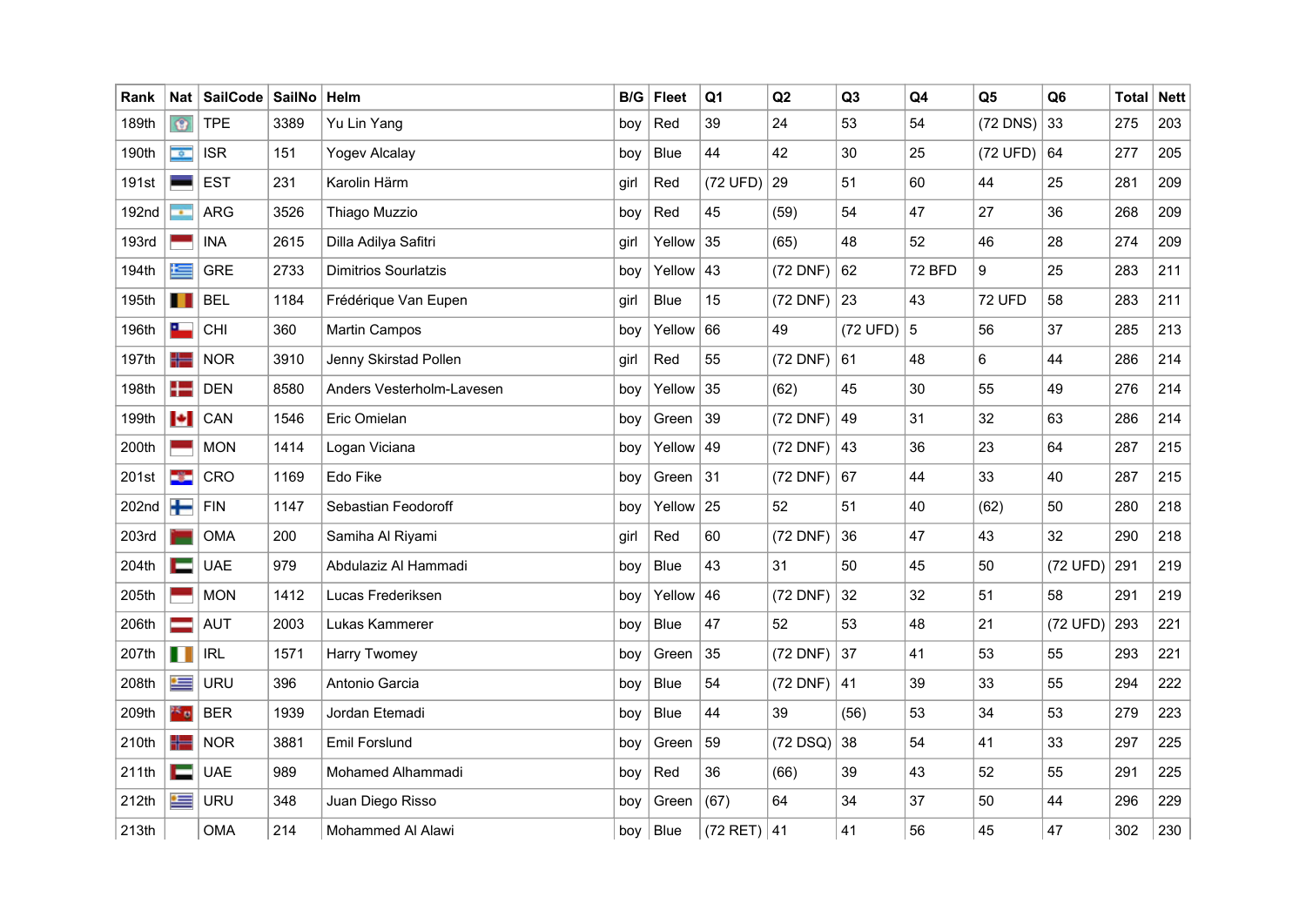| Rank | Nat | SailCode | SailNo | Helm | B/G | Fleet | Q1 | Q2 | Q3 | Q4 | Q5 | Q6 | Total | Nett |
|---|---|---|---|---|---|---|---|---|---|---|---|---|---|---|
| 189th | | TPE | 3389 | Yu Lin Yang | boy | Red | 39 | 24 | 53 | 54 | (72 DNS) | 33 | 275 | 203 |
| 190th | | ISR | 151 | Yogev Alcalay | boy | Blue | 44 | 42 | 30 | 25 | (72 UFD) | 64 | 277 | 205 |
| 191st | | EST | 231 | Karolin Härm | girl | Red | (72 UFD) | 29 | 51 | 60 | 44 | 25 | 281 | 209 |
| 192nd | | ARG | 3526 | Thiago Muzzio | boy | Red | 45 | (59) | 54 | 47 | 27 | 36 | 268 | 209 |
| 193rd | | INA | 2615 | Dilla Adilya Safitri | girl | Yellow | 35 | (65) | 48 | 52 | 46 | 28 | 274 | 209 |
| 194th | | GRE | 2733 | Dimitrios Sourlatzis | boy | Yellow | 43 | (72 DNF) | 62 | 72 BFD | 9 | 25 | 283 | 211 |
| 195th | | BEL | 1184 | Frédérique Van Eupen | girl | Blue | 15 | (72 DNF) | 23 | 43 | 72 UFD | 58 | 283 | 211 |
| 196th | | CHI | 360 | Martin Campos | boy | Yellow | 66 | 49 | (72 UFD) | 5 | 56 | 37 | 285 | 213 |
| 197th | | NOR | 3910 | Jenny Skirstad Pollen | girl | Red | 55 | (72 DNF) | 61 | 48 | 6 | 44 | 286 | 214 |
| 198th | | DEN | 8580 | Anders Vesterholm-Lavesen | boy | Yellow | 35 | (62) | 45 | 30 | 55 | 49 | 276 | 214 |
| 199th | | CAN | 1546 | Eric Omielan | boy | Green | 39 | (72 DNF) | 49 | 31 | 32 | 63 | 286 | 214 |
| 200th | | MON | 1414 | Logan Viciana | boy | Yellow | 49 | (72 DNF) | 43 | 36 | 23 | 64 | 287 | 215 |
| 201st | | CRO | 1169 | Edo Fike | boy | Green | 31 | (72 DNF) | 67 | 44 | 33 | 40 | 287 | 215 |
| 202nd | | FIN | 1147 | Sebastian Feodoroff | boy | Yellow | 25 | 52 | 51 | 40 | (62) | 50 | 280 | 218 |
| 203rd | | OMA | 200 | Samiha Al Riyami | girl | Red | 60 | (72 DNF) | 36 | 47 | 43 | 32 | 290 | 218 |
| 204th | | UAE | 979 | Abdulaziz Al Hammadi | boy | Blue | 43 | 31 | 50 | 45 | 50 | (72 UFD) | 291 | 219 |
| 205th | | MON | 1412 | Lucas Frederiksen | boy | Yellow | 46 | (72 DNF) | 32 | 32 | 51 | 58 | 291 | 219 |
| 206th | | AUT | 2003 | Lukas Kammerer | boy | Blue | 47 | 52 | 53 | 48 | 21 | (72 UFD) | 293 | 221 |
| 207th | | IRL | 1571 | Harry Twomey | boy | Green | 35 | (72 DNF) | 37 | 41 | 53 | 55 | 293 | 221 |
| 208th | | URU | 396 | Antonio Garcia | boy | Blue | 54 | (72 DNF) | 41 | 39 | 33 | 55 | 294 | 222 |
| 209th | | BER | 1939 | Jordan Etemadi | boy | Blue | 44 | 39 | (56) | 53 | 34 | 53 | 279 | 223 |
| 210th | | NOR | 3881 | Emil Forslund | boy | Green | 59 | (72 DSQ) | 38 | 54 | 41 | 33 | 297 | 225 |
| 211th | | UAE | 989 | Mohamed Alhammadi | boy | Red | 36 | (66) | 39 | 43 | 52 | 55 | 291 | 225 |
| 212th | | URU | 348 | Juan Diego Risso | boy | Green | (67) | 64 | 34 | 37 | 50 | 44 | 296 | 229 |
| 213th | | OMA | 214 | Mohammed Al Alawi | boy | Blue | (72 RET) | 41 | 41 | 56 | 45 | 47 | 302 | 230 |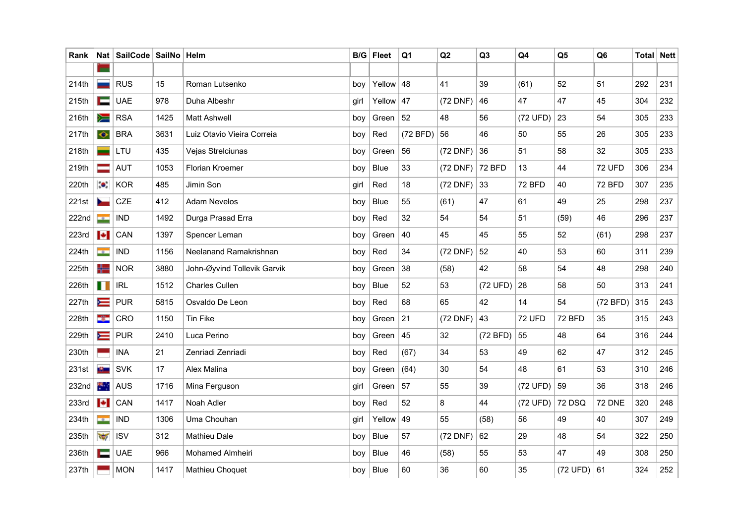| Rank | Nat | SailCode | SailNo | Helm | B/G | Fleet | Q1 | Q2 | Q3 | Q4 | Q5 | Q6 | Total | Nett |
|---|---|---|---|---|---|---|---|---|---|---|---|---|---|---|
| | | | | | | | | | | | | | | |
| 214th | | RUS | 15 | Roman Lutsenko | boy | Yellow | 48 | 41 | 39 | (61) | 52 | 51 | 292 | 231 |
| 215th | | UAE | 978 | Duha Albeshr | girl | Yellow | 47 | (72 DNF) | 46 | 47 | 47 | 45 | 304 | 232 |
| 216th | | RSA | 1425 | Matt Ashwell | boy | Green | 52 | 48 | 56 | (72 UFD) | 23 | 54 | 305 | 233 |
| 217th | | BRA | 3631 | Luiz Otavio Vieira Correia | boy | Red | (72 BFD) | 56 | 46 | 50 | 55 | 26 | 305 | 233 |
| 218th | | LTU | 435 | Vejas Strelciunas | boy | Green | 56 | (72 DNF) | 36 | 51 | 58 | 32 | 305 | 233 |
| 219th | | AUT | 1053 | Florian Kroemer | boy | Blue | 33 | (72 DNF) | 72 BFD | 13 | 44 | 72 UFD | 306 | 234 |
| 220th | | KOR | 485 | Jimin Son | girl | Red | 18 | (72 DNF) | 33 | 72 BFD | 40 | 72 BFD | 307 | 235 |
| 221st | | CZE | 412 | Adam Nevelos | boy | Blue | 55 | (61) | 47 | 61 | 49 | 25 | 298 | 237 |
| 222nd | | IND | 1492 | Durga Prasad Erra | boy | Red | 32 | 54 | 54 | 51 | (59) | 46 | 296 | 237 |
| 223rd | | CAN | 1397 | Spencer Leman | boy | Green | 40 | 45 | 45 | 55 | 52 | (61) | 298 | 237 |
| 224th | | IND | 1156 | Neelanand Ramakrishnan | boy | Red | 34 | (72 DNF) | 52 | 40 | 53 | 60 | 311 | 239 |
| 225th | | NOR | 3880 | John-Øyvind Tollevik Garvik | boy | Green | 38 | (58) | 42 | 58 | 54 | 48 | 298 | 240 |
| 226th | | IRL | 1512 | Charles Cullen | boy | Blue | 52 | 53 | (72 UFD) | 28 | 58 | 50 | 313 | 241 |
| 227th | | PUR | 5815 | Osvaldo De Leon | boy | Red | 68 | 65 | 42 | 14 | 54 | (72 BFD) | 315 | 243 |
| 228th | | CRO | 1150 | Tin Fike | boy | Green | 21 | (72 DNF) | 43 | 72 UFD | 72 BFD | 35 | 315 | 243 |
| 229th | | PUR | 2410 | Luca Perino | boy | Green | 45 | 32 | (72 BFD) | 55 | 48 | 64 | 316 | 244 |
| 230th | | INA | 21 | Zenriadi Zenriadi | boy | Red | (67) | 34 | 53 | 49 | 62 | 47 | 312 | 245 |
| 231st | | SVK | 17 | Alex Malina | boy | Green | (64) | 30 | 54 | 48 | 61 | 53 | 310 | 246 |
| 232nd | | AUS | 1716 | Mina Ferguson | girl | Green | 57 | 55 | 39 | (72 UFD) | 59 | 36 | 318 | 246 |
| 233rd | | CAN | 1417 | Noah Adler | boy | Red | 52 | 8 | 44 | (72 UFD) | 72 DSQ | 72 DNE | 320 | 248 |
| 234th | | IND | 1306 | Uma Chouhan | girl | Yellow | 49 | 55 | (58) | 56 | 49 | 40 | 307 | 249 |
| 235th | | ISV | 312 | Mathieu Dale | boy | Blue | 57 | (72 DNF) | 62 | 29 | 48 | 54 | 322 | 250 |
| 236th | | UAE | 966 | Mohamed Almheiri | boy | Blue | 46 | (58) | 55 | 53 | 47 | 49 | 308 | 250 |
| 237th | | MON | 1417 | Mathieu Choquet | boy | Blue | 60 | 36 | 60 | 35 | (72 UFD) | 61 | 324 | 252 |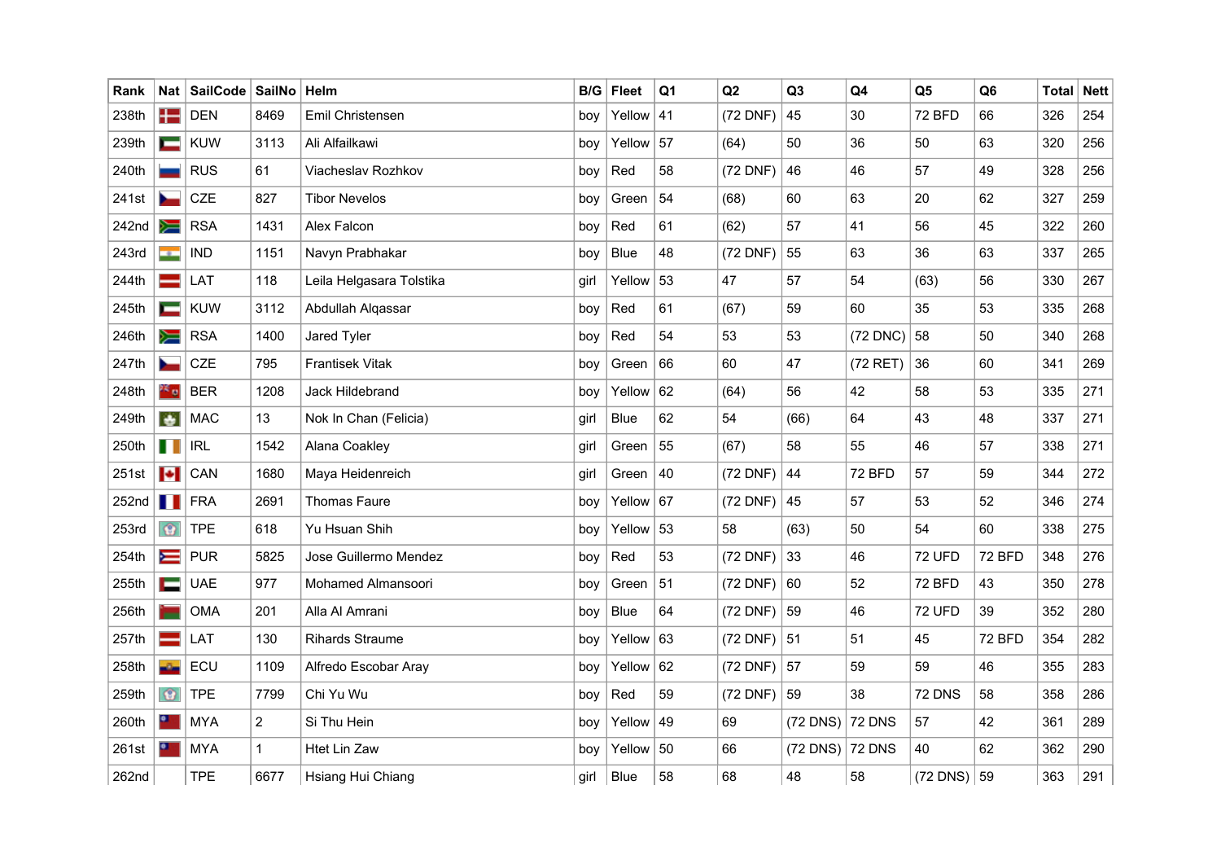| Rank | Nat | SailCode | SailNo | Helm | B/G | Fleet | Q1 | Q2 | Q3 | Q4 | Q5 | Q6 | Total | Nett |
|---|---|---|---|---|---|---|---|---|---|---|---|---|---|---|
| 238th | | DEN | 8469 | Emil Christensen | boy | Yellow | 41 | (72 DNF) | 45 | 30 | 72 BFD | 66 | 326 | 254 |
| 239th | | KUW | 3113 | Ali Alfailkawi | boy | Yellow | 57 | (64) | 50 | 36 | 50 | 63 | 320 | 256 |
| 240th | | RUS | 61 | Viacheslav Rozhkov | boy | Red | 58 | (72 DNF) | 46 | 46 | 57 | 49 | 328 | 256 |
| 241st | | CZE | 827 | Tibor Nevelos | boy | Green | 54 | (68) | 60 | 63 | 20 | 62 | 327 | 259 |
| 242nd | | RSA | 1431 | Alex Falcon | boy | Red | 61 | (62) | 57 | 41 | 56 | 45 | 322 | 260 |
| 243rd | | IND | 1151 | Navyn Prabhakar | boy | Blue | 48 | (72 DNF) | 55 | 63 | 36 | 63 | 337 | 265 |
| 244th | | LAT | 118 | Leila Helgasara Tolstika | girl | Yellow | 53 | 47 | 57 | 54 | (63) | 56 | 330 | 267 |
| 245th | | KUW | 3112 | Abdullah Alqassar | boy | Red | 61 | (67) | 59 | 60 | 35 | 53 | 335 | 268 |
| 246th | | RSA | 1400 | Jared Tyler | boy | Red | 54 | 53 | 53 | (72 DNC) | 58 | 50 | 340 | 268 |
| 247th | | CZE | 795 | Frantisek Vitak | boy | Green | 66 | 60 | 47 | (72 RET) | 36 | 60 | 341 | 269 |
| 248th | | BER | 1208 | Jack Hildebrand | boy | Yellow | 62 | (64) | 56 | 42 | 58 | 53 | 335 | 271 |
| 249th | | MAC | 13 | Nok In Chan (Felicia) | girl | Blue | 62 | 54 | (66) | 64 | 43 | 48 | 337 | 271 |
| 250th | | IRL | 1542 | Alana Coakley | girl | Green | 55 | (67) | 58 | 55 | 46 | 57 | 338 | 271 |
| 251st | | CAN | 1680 | Maya Heidenreich | girl | Green | 40 | (72 DNF) | 44 | 72 BFD | 57 | 59 | 344 | 272 |
| 252nd | | FRA | 2691 | Thomas Faure | boy | Yellow | 67 | (72 DNF) | 45 | 57 | 53 | 52 | 346 | 274 |
| 253rd | | TPE | 618 | Yu Hsuan Shih | boy | Yellow | 53 | 58 | (63) | 50 | 54 | 60 | 338 | 275 |
| 254th | | PUR | 5825 | Jose Guillermo Mendez | boy | Red | 53 | (72 DNF) | 33 | 46 | 72 UFD | 72 BFD | 348 | 276 |
| 255th | | UAE | 977 | Mohamed Almansoori | boy | Green | 51 | (72 DNF) | 60 | 52 | 72 BFD | 43 | 350 | 278 |
| 256th | | OMA | 201 | Alla Al Amrani | boy | Blue | 64 | (72 DNF) | 59 | 46 | 72 UFD | 39 | 352 | 280 |
| 257th | | LAT | 130 | Rihards Straume | boy | Yellow | 63 | (72 DNF) | 51 | 51 | 45 | 72 BFD | 354 | 282 |
| 258th | | ECU | 1109 | Alfredo Escobar Aray | boy | Yellow | 62 | (72 DNF) | 57 | 59 | 59 | 46 | 355 | 283 |
| 259th | | TPE | 7799 | Chi Yu Wu | boy | Red | 59 | (72 DNF) | 59 | 38 | 72 DNS | 58 | 358 | 286 |
| 260th | | MYA | 2 | Si Thu Hein | boy | Yellow | 49 | 69 | (72 DNS) | 72 DNS | 57 | 42 | 361 | 289 |
| 261st | | MYA | 1 | Htet Lin Zaw | boy | Yellow | 50 | 66 | (72 DNS) | 72 DNS | 40 | 62 | 362 | 290 |
| 262nd | | TPE | 6677 | Hsiang Hui Chiang | girl | Blue | 58 | 68 | 48 | 58 | (72 DNS) | 59 | 363 | 291 |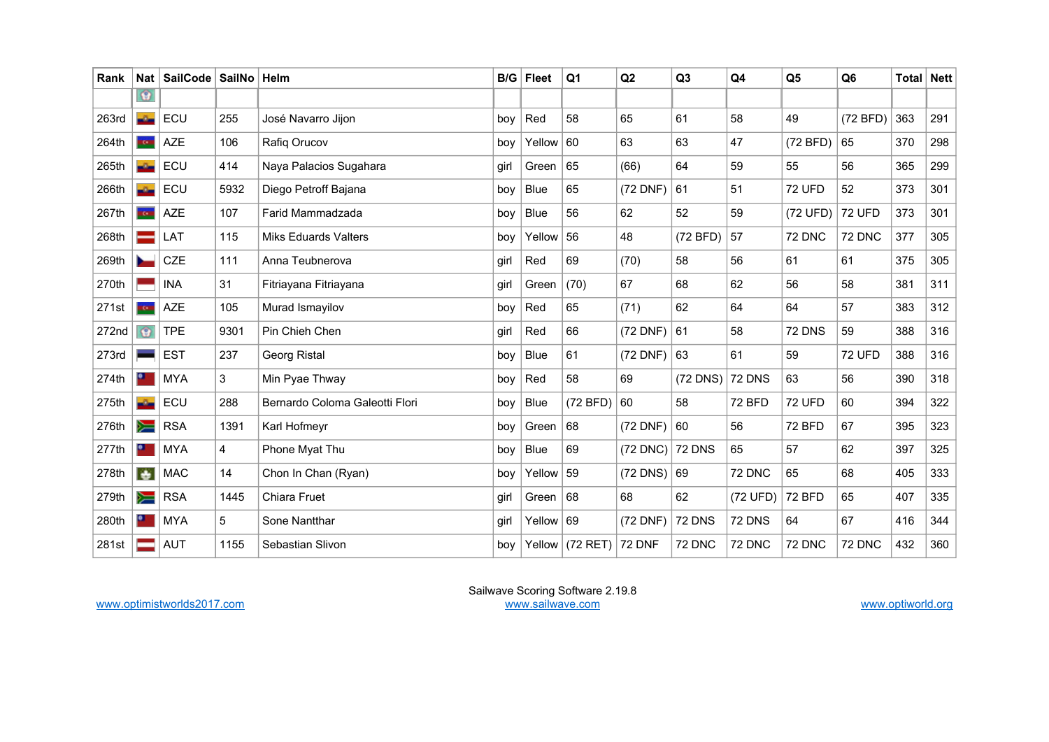| Rank | Nat | SailCode | SailNo | Helm | B/G | Fleet | Q1 | Q2 | Q3 | Q4 | Q5 | Q6 | Total | Nett |
|---|---|---|---|---|---|---|---|---|---|---|---|---|---|---|
| | | | | | | | | | | | | | | |
| 263rd | | ECU | 255 | José Navarro Jijon | boy | Red | 58 | 65 | 61 | 58 | 49 | (72 BFD) | 363 | 291 |
| 264th | | AZE | 106 | Rafiq Orucov | boy | Yellow | 60 | 63 | 63 | 47 | (72 BFD) | 65 | 370 | 298 |
| 265th | | ECU | 414 | Naya Palacios Sugahara | girl | Green | 65 | (66) | 64 | 59 | 55 | 56 | 365 | 299 |
| 266th | | ECU | 5932 | Diego Petroff Bajana | boy | Blue | 65 | (72 DNF) | 61 | 51 | 72 UFD | 52 | 373 | 301 |
| 267th | | AZE | 107 | Farid Mammadzada | boy | Blue | 56 | 62 | 52 | 59 | (72 UFD) | 72 UFD | 373 | 301 |
| 268th | | LAT | 115 | Miks Eduards Valters | boy | Yellow | 56 | 48 | (72 BFD) | 57 | 72 DNC | 72 DNC | 377 | 305 |
| 269th | | CZE | 111 | Anna Teubnerova | girl | Red | 69 | (70) | 58 | 56 | 61 | 61 | 375 | 305 |
| 270th | | INA | 31 | Fitriayana Fitriayana | girl | Green | (70) | 67 | 68 | 62 | 56 | 58 | 381 | 311 |
| 271st | | AZE | 105 | Murad Ismayilov | boy | Red | 65 | (71) | 62 | 64 | 64 | 57 | 383 | 312 |
| 272nd | | TPE | 9301 | Pin Chieh Chen | girl | Red | 66 | (72 DNF) | 61 | 58 | 72 DNS | 59 | 388 | 316 |
| 273rd | | EST | 237 | Georg Ristal | boy | Blue | 61 | (72 DNF) | 63 | 61 | 59 | 72 UFD | 388 | 316 |
| 274th | | MYA | 3 | Min Pyae Thway | boy | Red | 58 | 69 | (72 DNS) | 72 DNS | 63 | 56 | 390 | 318 |
| 275th | | ECU | 288 | Bernardo Coloma Galeotti Flori | boy | Blue | (72 BFD) | 60 | 58 | 72 BFD | 72 UFD | 60 | 394 | 322 |
| 276th | | RSA | 1391 | Karl Hofmeyr | boy | Green | 68 | (72 DNF) | 60 | 56 | 72 BFD | 67 | 395 | 323 |
| 277th | | MYA | 4 | Phone Myat Thu | boy | Blue | 69 | (72 DNC) | 72 DNS | 65 | 57 | 62 | 397 | 325 |
| 278th | | MAC | 14 | Chon In Chan (Ryan) | boy | Yellow | 59 | (72 DNS) | 69 | 72 DNC | 65 | 68 | 405 | 333 |
| 279th | | RSA | 1445 | Chiara Fruet | girl | Green | 68 | 68 | 62 | (72 UFD) | 72 BFD | 65 | 407 | 335 |
| 280th | | MYA | 5 | Sone Nantthar | girl | Yellow | 69 | (72 DNF) | 72 DNS | 72 DNS | 64 | 67 | 416 | 344 |
| 281st | | AUT | 1155 | Sebastian Slivon | boy | Yellow | (72 RET) | 72 DNF | 72 DNC | 72 DNC | 72 DNC | 72 DNC | 432 | 360 |

www.optimistworlds2017.com

Sailwave Scoring Software 2.19.8
www.sailwave.com

www.optiworld.org